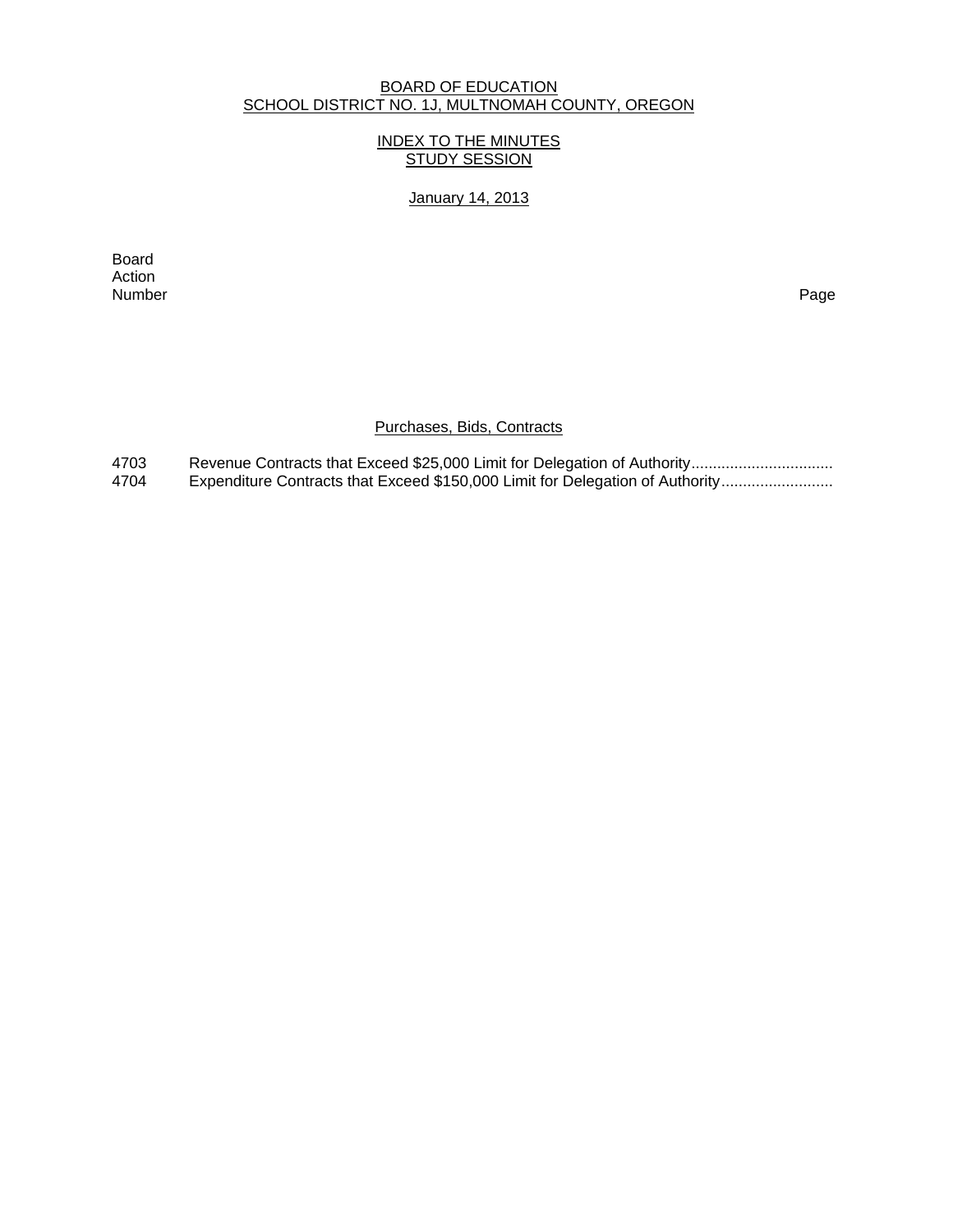BOARD OF EDUCATION
SCHOOL DISTRICT NO. 1J, MULTNOMAH COUNTY, OREGON

INDEX TO THE MINUTES
STUDY SESSION

January 14, 2013

| Board Action Number | | Page |
|---|---|---|

## Purchases, Bids, Contracts

| | | |
|---|---|---|
| 4703 | Revenue Contracts that Exceed $25,000 Limit for Delegation of Authority................................ | |
| 4704 | Expenditure Contracts that Exceed $150,000 Limit for Delegation of Authority......................... | |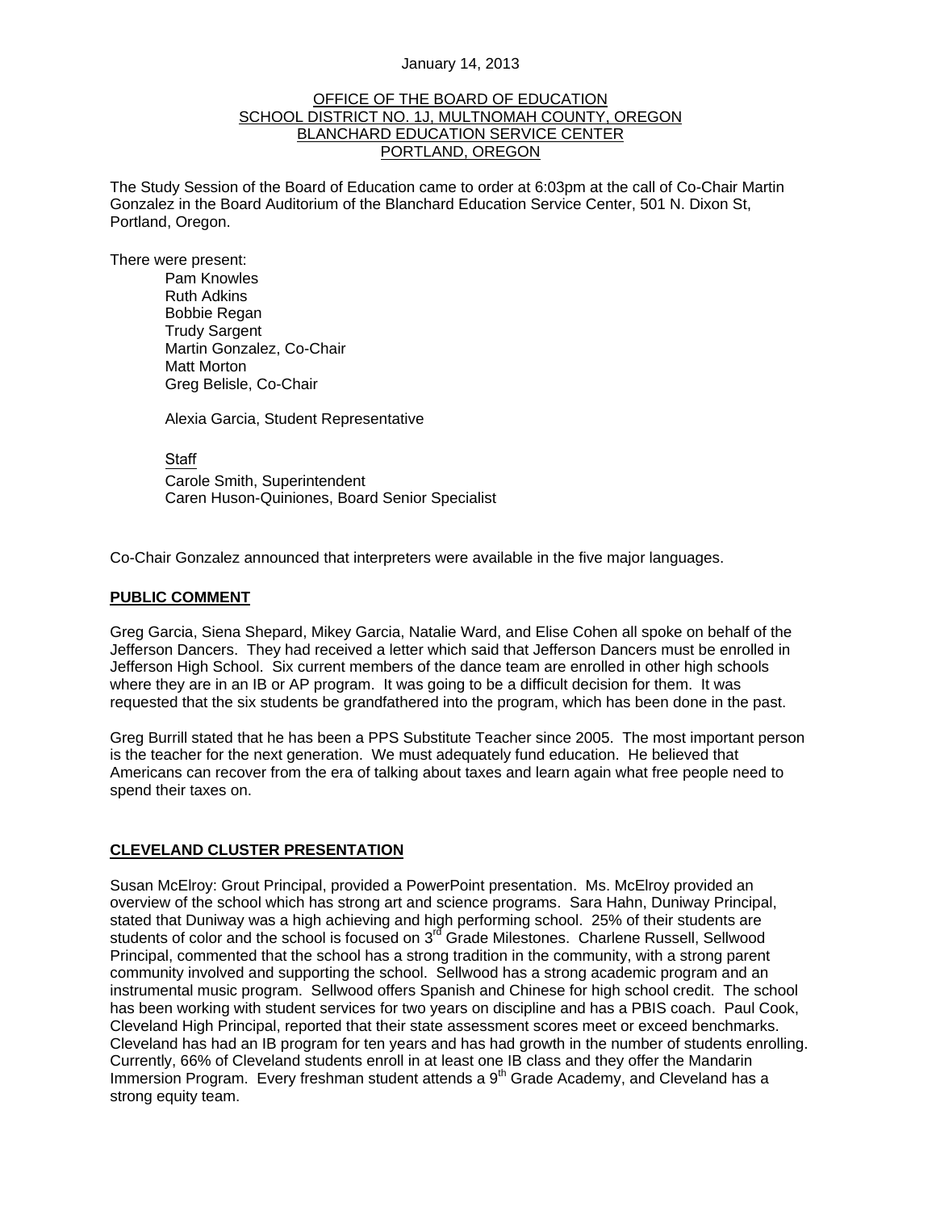January 14, 2013

OFFICE OF THE BOARD OF EDUCATION
SCHOOL DISTRICT NO. 1J, MULTNOMAH COUNTY, OREGON
BLANCHARD EDUCATION SERVICE CENTER
PORTLAND, OREGON

The Study Session of the Board of Education came to order at 6:03pm at the call of Co-Chair Martin Gonzalez in the Board Auditorium of the Blanchard Education Service Center, 501 N. Dixon St, Portland, Oregon.

There were present:

Pam Knowles
Ruth Adkins
Bobbie Regan
Trudy Sargent
Martin Gonzalez, Co-Chair
Matt Morton
Greg Belisle, Co-Chair

Alexia Garcia, Student Representative

Staff

Carole Smith, Superintendent
Caren Huson-Quiniones, Board Senior Specialist

Co-Chair Gonzalez announced that interpreters were available in the five major languages.

**PUBLIC COMMENT**

Greg Garcia, Siena Shepard, Mikey Garcia, Natalie Ward, and Elise Cohen all spoke on behalf of the Jefferson Dancers. They had received a letter which said that Jefferson Dancers must be enrolled in Jefferson High School. Six current members of the dance team are enrolled in other high schools where they are in an IB or AP program. It was going to be a difficult decision for them. It was requested that the six students be grandfathered into the program, which has been done in the past.

Greg Burrill stated that he has been a PPS Substitute Teacher since 2005. The most important person is the teacher for the next generation. We must adequately fund education. He believed that Americans can recover from the era of talking about taxes and learn again what free people need to spend their taxes on.

**CLEVELAND CLUSTER PRESENTATION**

Susan McElroy: Grout Principal, provided a PowerPoint presentation. Ms. McElroy provided an overview of the school which has strong art and science programs. Sara Hahn, Duniway Principal, stated that Duniway was a high achieving and high performing school. 25% of their students are students of color and the school is focused on 3rd Grade Milestones. Charlene Russell, Sellwood Principal, commented that the school has a strong tradition in the community, with a strong parent community involved and supporting the school. Sellwood has a strong academic program and an instrumental music program. Sellwood offers Spanish and Chinese for high school credit. The school has been working with student services for two years on discipline and has a PBIS coach. Paul Cook, Cleveland High Principal, reported that their state assessment scores meet or exceed benchmarks. Cleveland has had an IB program for ten years and has had growth in the number of students enrolling. Currently, 66% of Cleveland students enroll in at least one IB class and they offer the Mandarin Immersion Program. Every freshman student attends a 9th Grade Academy, and Cleveland has a strong equity team.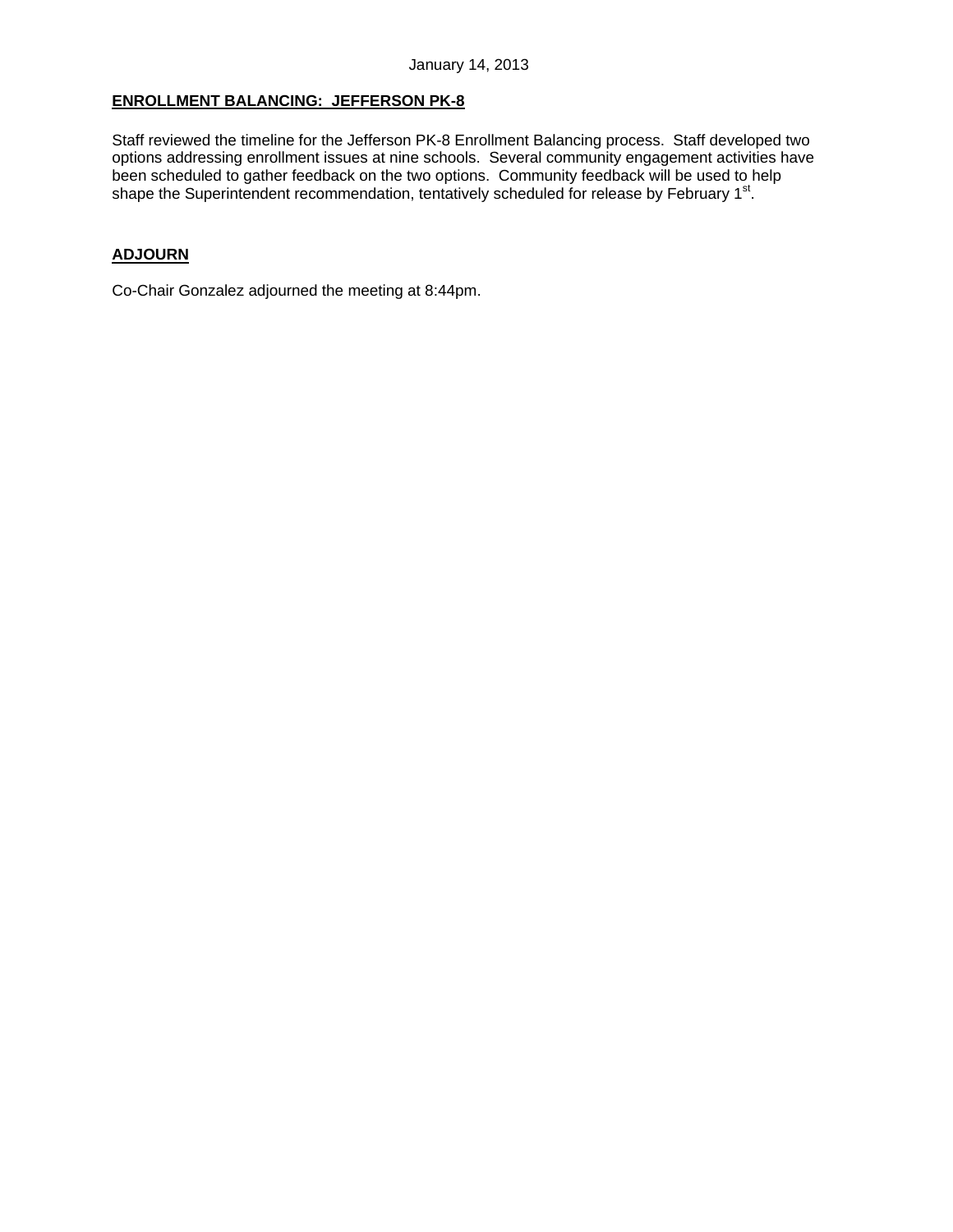## ENROLLMENT BALANCING: JEFFERSON PK-8

Staff reviewed the timeline for the Jefferson PK-8 Enrollment Balancing process. Staff developed two options addressing enrollment issues at nine schools. Several community engagement activities have been scheduled to gather feedback on the two options. Community feedback will be used to help shape the Superintendent recommendation, tentatively scheduled for release by February 1st.

## ADJOURN

Co-Chair Gonzalez adjourned the meeting at 8:44pm.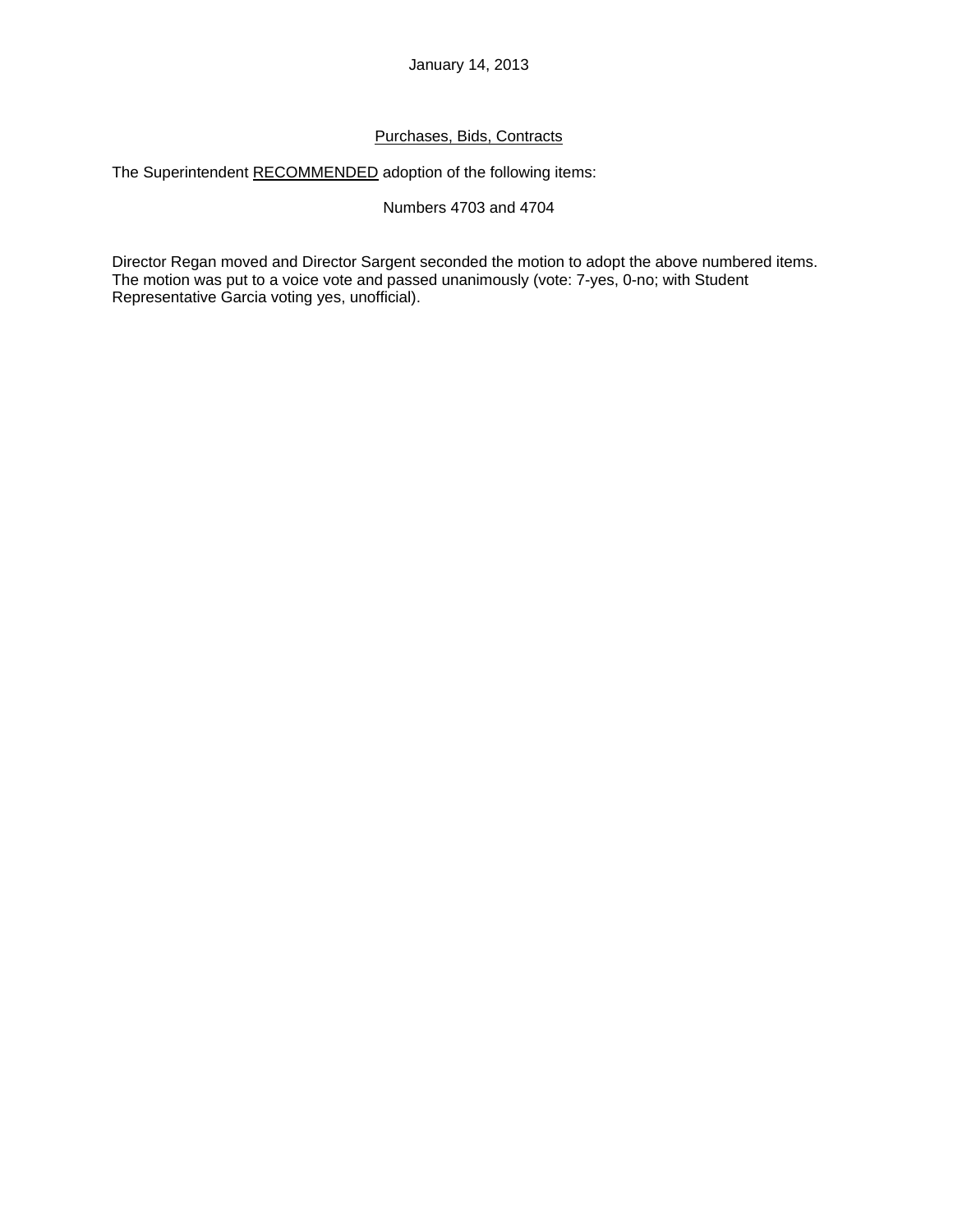January 14, 2013

Purchases, Bids, Contracts

The Superintendent RECOMMENDED adoption of the following items:

Numbers 4703 and 4704

Director Regan moved and Director Sargent seconded the motion to adopt the above numbered items. The motion was put to a voice vote and passed unanimously (vote: 7-yes, 0-no; with Student Representative Garcia voting yes, unofficial).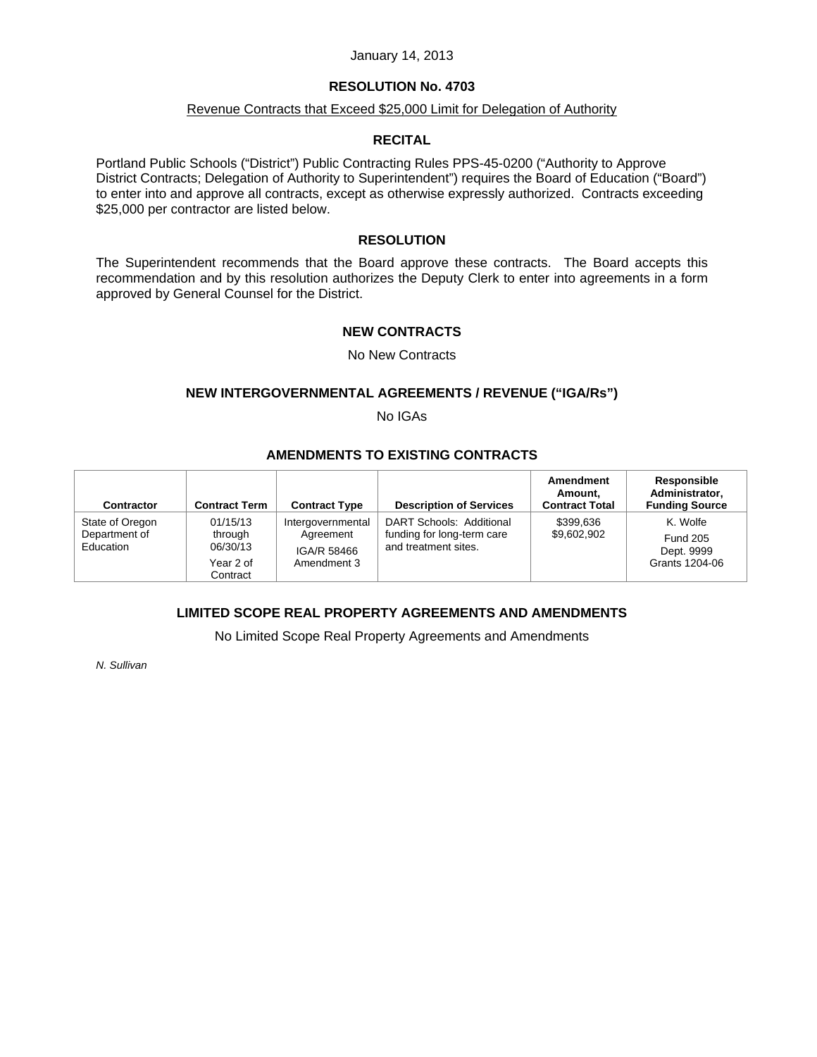January 14, 2013

## RESOLUTION No. 4703

Revenue Contracts that Exceed $25,000 Limit for Delegation of Authority

### RECITAL

Portland Public Schools ("District") Public Contracting Rules PPS-45-0200 ("Authority to Approve District Contracts; Delegation of Authority to Superintendent") requires the Board of Education ("Board") to enter into and approve all contracts, except as otherwise expressly authorized. Contracts exceeding $25,000 per contractor are listed below.

### RESOLUTION

The Superintendent recommends that the Board approve these contracts. The Board accepts this recommendation and by this resolution authorizes the Deputy Clerk to enter into agreements in a form approved by General Counsel for the District.

### NEW CONTRACTS

No New Contracts

### NEW INTERGOVERNMENTAL AGREEMENTS / REVENUE ("IGA/Rs")

No IGAs

### AMENDMENTS TO EXISTING CONTRACTS

| Contractor | Contract Term | Contract Type | Description of Services | Amendment Amount, Contract Total | Responsible Administrator, Funding Source |
|---|---|---|---|---|---|
| State of Oregon Department of Education | 01/15/13 through 06/30/13<br>Year 2 of Contract | Intergovernmental Agreement<br>IGA/R 58466 Amendment 3 | DART Schools: Additional funding for long-term care and treatment sites. | $399,636<br>$9,602,902 | K. Wolfe<br>Fund 205<br>Dept. 9999<br>Grants 1204-06 |

### LIMITED SCOPE REAL PROPERTY AGREEMENTS AND AMENDMENTS

No Limited Scope Real Property Agreements and Amendments

*N. Sullivan*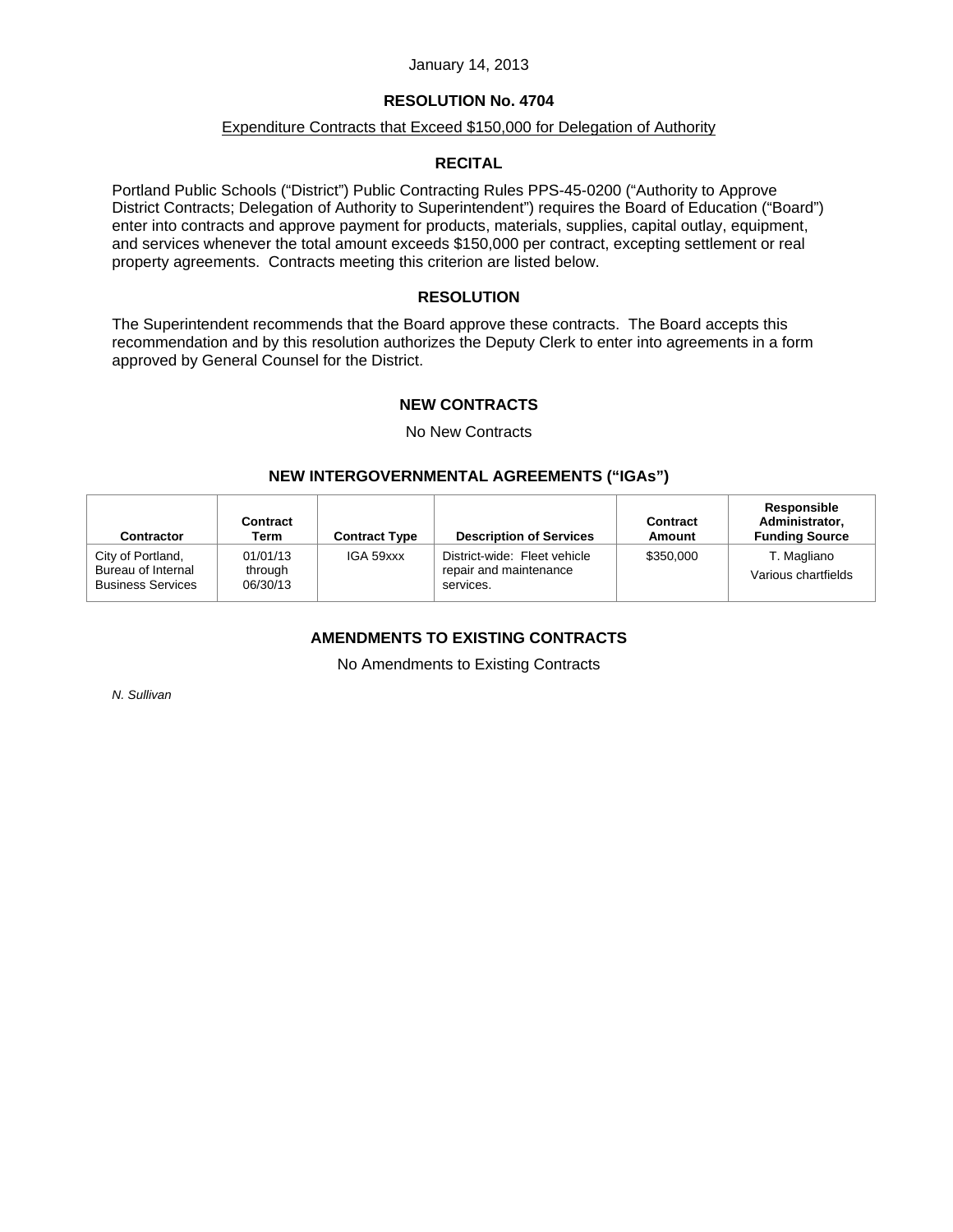January 14, 2013

# RESOLUTION No. 4704

Expenditure Contracts that Exceed $150,000 for Delegation of Authority

## RECITAL

Portland Public Schools ("District") Public Contracting Rules PPS-45-0200 ("Authority to Approve District Contracts; Delegation of Authority to Superintendent") requires the Board of Education ("Board") enter into contracts and approve payment for products, materials, supplies, capital outlay, equipment, and services whenever the total amount exceeds $150,000 per contract, excepting settlement or real property agreements. Contracts meeting this criterion are listed below.

## RESOLUTION

The Superintendent recommends that the Board approve these contracts. The Board accepts this recommendation and by this resolution authorizes the Deputy Clerk to enter into agreements in a form approved by General Counsel for the District.

## NEW CONTRACTS

No New Contracts

## NEW INTERGOVERNMENTAL AGREEMENTS ("IGAs")

| Contractor | Contract Term | Contract Type | Description of Services | Contract Amount | Responsible Administrator, Funding Source |
|---|---|---|---|---|---|
| City of Portland, Bureau of Internal Business Services | 01/01/13 through 06/30/13 | IGA 59xxx | District-wide: Fleet vehicle repair and maintenance services. | $350,000 | T. Magliano<br>Various chartfields |

## AMENDMENTS TO EXISTING CONTRACTS

No Amendments to Existing Contracts

*N. Sullivan*